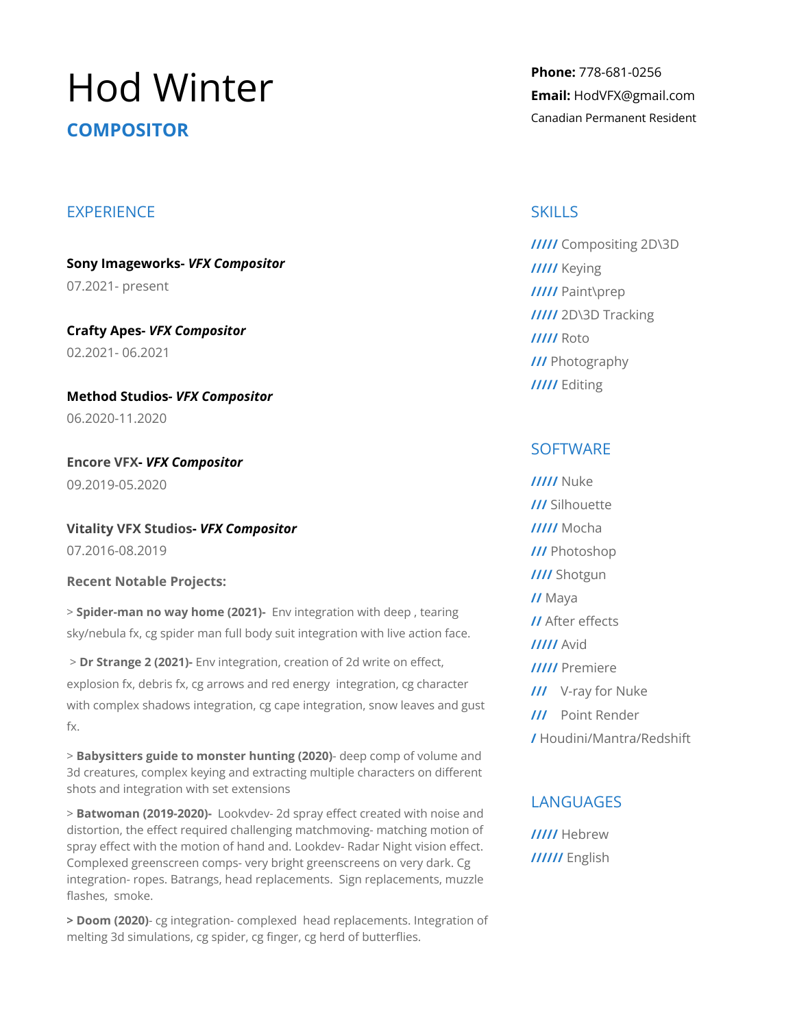# Hod Winter

## COMPOSITOR

**Phone:** 778-681-0256
**Email:** HodVFX@gmail.com
Canadian Permanent Resident

## EXPERIENCE

**Sony Imageworks-** ***VFX Compositor***
07.2021- present

**Crafty Apes-** ***VFX Compositor***
02.2021- 06.2021

**Method Studios-** ***VFX Compositor***
06.2020-11.2020

**Encore VFX-** ***VFX Compositor***
09.2019-05.2020

**Vitality VFX Studios-** ***VFX Compositor***
07.2016-08.2019

**Recent Notable Projects:**

> **Spider-man no way home (2021)-** Env integration with deep , tearing sky/nebula fx, cg spider man full body suit integration with live action face.

> **Dr Strange 2 (2021)-** Env integration, creation of 2d write on effect, explosion fx, debris fx, cg arrows and red energy integration, cg character with complex shadows integration, cg cape integration, snow leaves and gust fx.

> **Babysitters guide to monster hunting (2020)**- deep comp of volume and 3d creatures, complex keying and extracting multiple characters on different shots and integration with set extensions

> **Batwoman (2019-2020)-** Lookvdev- 2d spray effect created with noise and distortion, the effect required challenging matchmoving- matching motion of spray effect with the motion of hand and. Lookdev- Radar Night vision effect. Complexed greenscreen comps- very bright greenscreens on very dark. Cg integration- ropes. Batrangs, head replacements. Sign replacements, muzzle flashes, smoke.

> **Doom (2020)**- cg integration- complexed head replacements. Integration of melting 3d simulations, cg spider, cg finger, cg herd of butterflies.

## SKILLS

***/////*** Compositing 2D\3D
***/////*** Keying
***/////*** Paint\prep
***/////*** 2D\3D Tracking
***/////*** Roto
***///*** Photography
***/////*** Editing

## SOFTWARE

***/////*** Nuke
***///*** Silhouette
***/////*** Mocha
***///*** Photoshop
***////*** Shotgun
***//*** Maya
***//*** After effects
***/////*** Avid
***/////*** Premiere
***///*** V-ray for Nuke
***///*** Point Render
***/*** Houdini/Mantra/Redshift

## LANGUAGES

***/////*** Hebrew
***//////*** English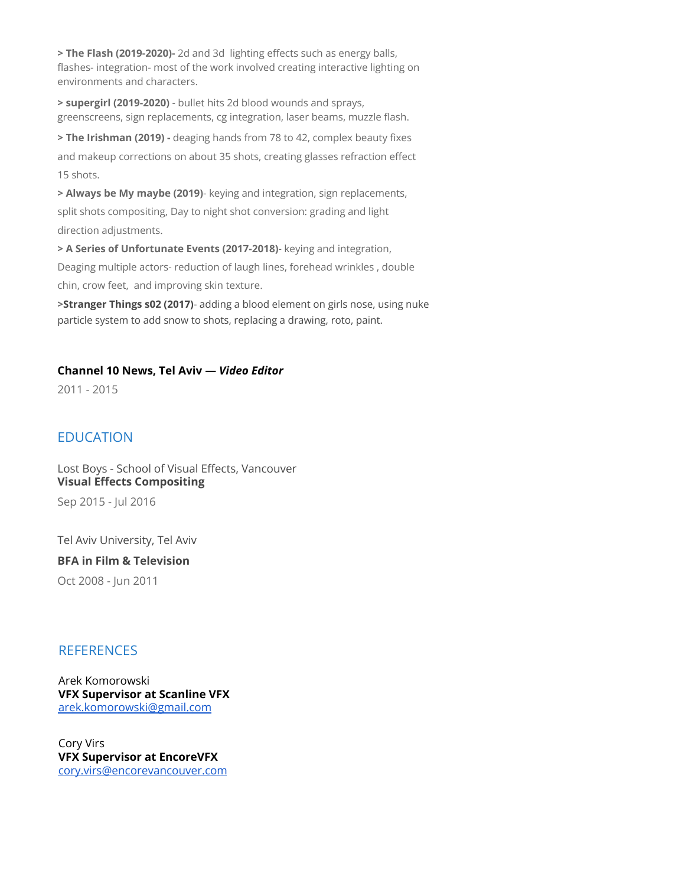> **The Flash (2019-2020)-** 2d and 3d  lighting effects such as energy balls, flashes- integration- most of the work involved creating interactive lighting on environments and characters.

> **supergirl (2019-2020)** - bullet hits 2d blood wounds and sprays, greenscreens, sign replacements, cg integration, laser beams, muzzle flash.

> **The Irishman (2019) -** deaging hands from 78 to 42, complex beauty fixes and makeup corrections on about 35 shots, creating glasses refraction effect 15 shots.

> **Always be My maybe (2019)**- keying and integration, sign replacements, split shots compositing, Day to night shot conversion: grading and light direction adjustments.

> **A Series of Unfortunate Events (2017-2018)**- keying and integration, Deaging multiple actors- reduction of laugh lines, forehead wrinkles , double chin, crow feet,  and improving skin texture.

>**Stranger Things s02 (2017)**- adding a blood element on girls nose, using nuke particle system to add snow to shots, replacing a drawing, roto, paint.

**Channel 10 News, Tel Aviv — *Video Editor***

2011 - 2015

## EDUCATION

Lost Boys - School of Visual Effects, Vancouver
**Visual Effects Compositing**

Sep 2015 - Jul 2016

Tel Aviv University, Tel Aviv

**BFA in Film & Television**

Oct 2008 - Jun 2011

## REFERENCES

Arek Komorowski
**VFX Supervisor at Scanline VFX**
arek.komorowski@gmail.com

Cory Virs
**VFX Supervisor at EncoreVFX**
cory.virs@encorevancouver.com